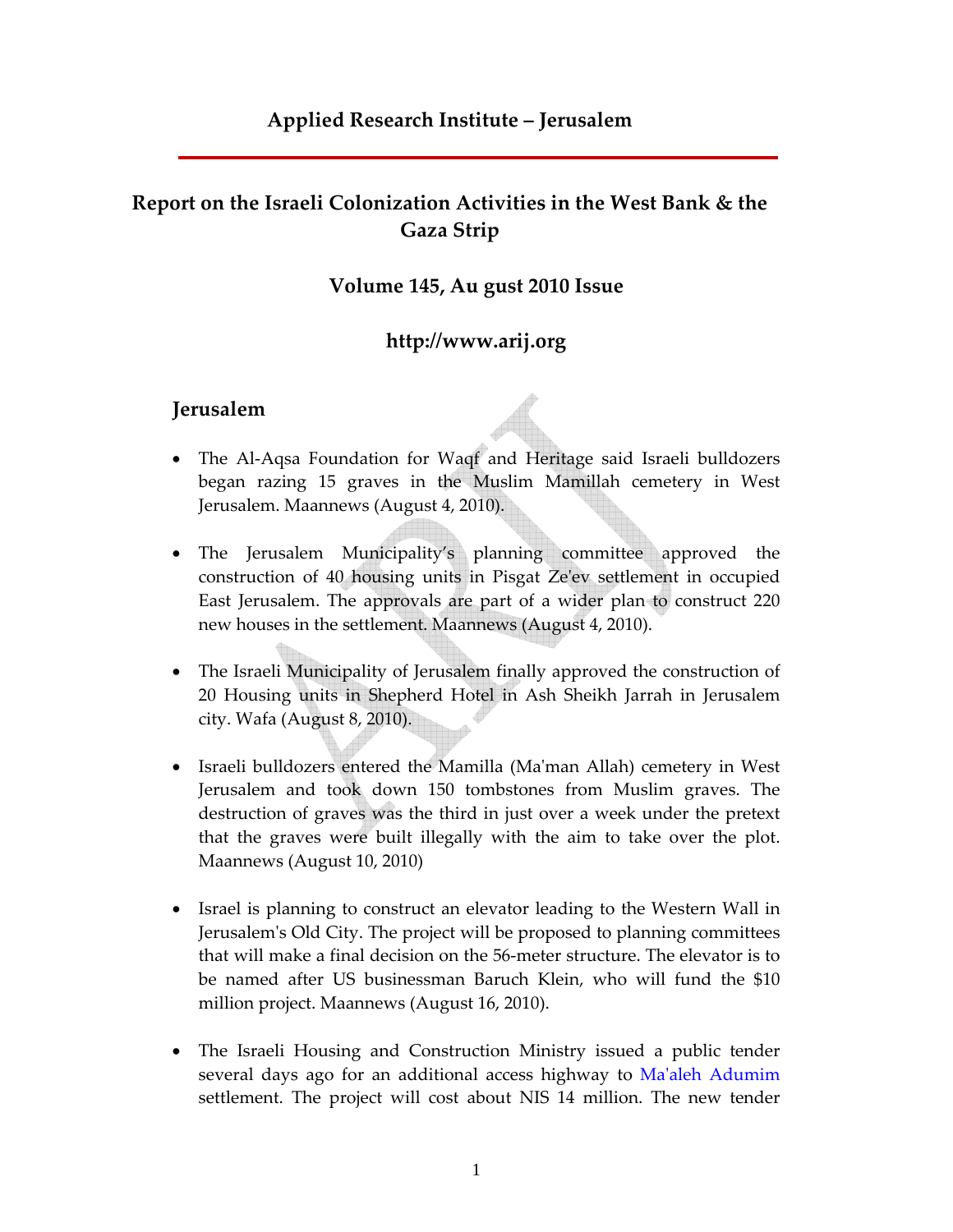## Applied Research Institute – Jerusalem

# Report on the Israeli Colonization Activities in the West Bank & the Gaza Strip

### Volume 145, Au gust 2010 Issue

### http://www.arij.org

## Jerusalem

- The Al-Aqsa Foundation for Waqf and Heritage said Israeli bulldozers began razing 15 graves in the Muslim Mamillah cemetery in West Jerusalem. Maannews (August 4, 2010).

- The Jerusalem Municipality's planning committee approved the construction of 40 housing units in Pisgat Ze'ev settlement in occupied East Jerusalem. The approvals are part of a wider plan to construct 220 new houses in the settlement. Maannews (August 4, 2010).

- The Israeli Municipality of Jerusalem finally approved the construction of 20 Housing units in Shepherd Hotel in Ash Sheikh Jarrah in Jerusalem city. Wafa (August 8, 2010).

- Israeli bulldozers entered the Mamilla (Ma'man Allah) cemetery in West Jerusalem and took down 150 tombstones from Muslim graves. The destruction of graves was the third in just over a week under the pretext that the graves were built illegally with the aim to take over the plot. Maannews (August 10, 2010)

- Israel is planning to construct an elevator leading to the Western Wall in Jerusalem's Old City. The project will be proposed to planning committees that will make a final decision on the 56-meter structure. The elevator is to be named after US businessman Baruch Klein, who will fund the $10 million project. Maannews (August 16, 2010).

- The Israeli Housing and Construction Ministry issued a public tender several days ago for an additional access highway to Ma'aleh Adumim settlement. The project will cost about NIS 14 million. The new tender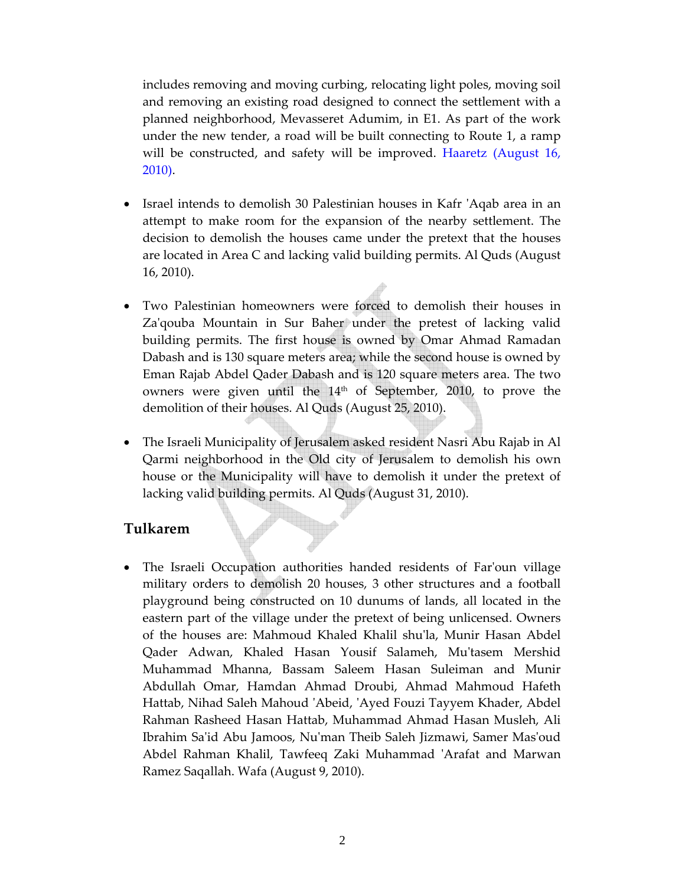includes removing and moving curbing, relocating light poles, moving soil and removing an existing road designed to connect the settlement with a planned neighborhood, Mevasseret Adumim, in E1. As part of the work under the new tender, a road will be built connecting to Route 1, a ramp will be constructed, and safety will be improved. Haaretz (August 16, 2010).

- Israel intends to demolish 30 Palestinian houses in Kafr 'Aqab area in an attempt to make room for the expansion of the nearby settlement. The decision to demolish the houses came under the pretext that the houses are located in Area C and lacking valid building permits. Al Quds (August 16, 2010).

- Two Palestinian homeowners were forced to demolish their houses in Za'qouba Mountain in Sur Baher under the pretest of lacking valid building permits. The first house is owned by Omar Ahmad Ramadan Dabash and is 130 square meters area; while the second house is owned by Eman Rajab Abdel Qader Dabash and is 120 square meters area. The two owners were given until the 14th of September, 2010, to prove the demolition of their houses. Al Quds (August 25, 2010).

- The Israeli Municipality of Jerusalem asked resident Nasri Abu Rajab in Al Qarmi neighborhood in the Old city of Jerusalem to demolish his own house or the Municipality will have to demolish it under the pretext of lacking valid building permits. Al Quds (August 31, 2010).

## Tulkarem

- The Israeli Occupation authorities handed residents of Far'oun village military orders to demolish 20 houses, 3 other structures and a football playground being constructed on 10 dunums of lands, all located in the eastern part of the village under the pretext of being unlicensed. Owners of the houses are: Mahmoud Khaled Khalil shu'la, Munir Hasan Abdel Qader Adwan, Khaled Hasan Yousif Salameh, Mu'tasem Mershid Muhammad Mhanna, Bassam Saleem Hasan Suleiman and Munir Abdullah Omar, Hamdan Ahmad Droubi, Ahmad Mahmoud Hafeth Hattab, Nihad Saleh Mahoud 'Abeid, 'Ayed Fouzi Tayyem Khader, Abdel Rahman Rasheed Hasan Hattab, Muhammad Ahmad Hasan Musleh, Ali Ibrahim Sa'id Abu Jamoos, Nu'man Theib Saleh Jizmawi, Samer Mas'oud Abdel Rahman Khalil, Tawfeeq Zaki Muhammad 'Arafat and Marwan Ramez Saqallah. Wafa (August 9, 2010).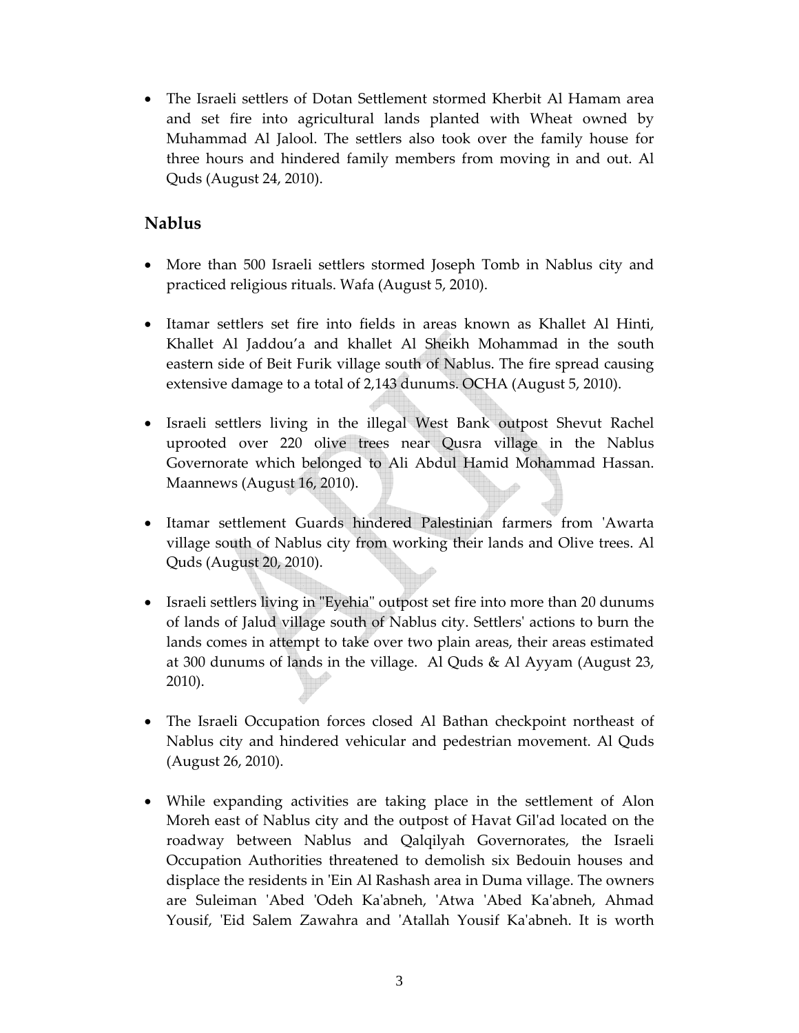- The Israeli settlers of Dotan Settlement stormed Kherbit Al Hamam area and set fire into agricultural lands planted with Wheat owned by Muhammad Al Jalool. The settlers also took over the family house for three hours and hindered family members from moving in and out. Al Quds (August 24, 2010).

## Nablus

- More than 500 Israeli settlers stormed Joseph Tomb in Nablus city and practiced religious rituals. Wafa (August 5, 2010).

- Itamar settlers set fire into fields in areas known as Khallet Al Hinti, Khallet Al Jaddou'a and khallet Al Sheikh Mohammad in the south eastern side of Beit Furik village south of Nablus. The fire spread causing extensive damage to a total of 2,143 dunums. OCHA (August 5, 2010).

- Israeli settlers living in the illegal West Bank outpost Shevut Rachel uprooted over 220 olive trees near Qusra village in the Nablus Governorate which belonged to Ali Abdul Hamid Mohammad Hassan. Maannews (August 16, 2010).

- Itamar settlement Guards hindered Palestinian farmers from 'Awarta village south of Nablus city from working their lands and Olive trees. Al Quds (August 20, 2010).

- Israeli settlers living in "Eyehia" outpost set fire into more than 20 dunums of lands of Jalud village south of Nablus city. Settlers' actions to burn the lands comes in attempt to take over two plain areas, their areas estimated at 300 dunums of lands in the village. Al Quds & Al Ayyam (August 23, 2010).

- The Israeli Occupation forces closed Al Bathan checkpoint northeast of Nablus city and hindered vehicular and pedestrian movement. Al Quds (August 26, 2010).

- While expanding activities are taking place in the settlement of Alon Moreh east of Nablus city and the outpost of Havat Gil'ad located on the roadway between Nablus and Qalqilyah Governorates, the Israeli Occupation Authorities threatened to demolish six Bedouin houses and displace the residents in 'Ein Al Rashash area in Duma village. The owners are Suleiman 'Abed 'Odeh Ka'abneh, 'Atwa 'Abed Ka'abneh, Ahmad Yousif, 'Eid Salem Zawahra and 'Atallah Yousif Ka'abneh. It is worth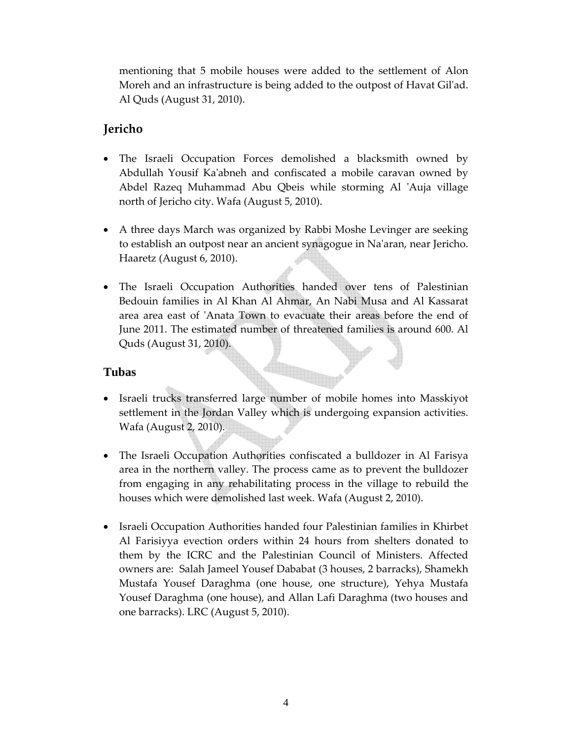mentioning that 5 mobile houses were added to the settlement of Alon Moreh and an infrastructure is being added to the outpost of Havat Gil'ad. Al Quds (August 31, 2010).

## Jericho

- The Israeli Occupation Forces demolished a blacksmith owned by Abdullah Yousif Ka'abneh and confiscated a mobile caravan owned by Abdel Razeq Muhammad Abu Qbeis while storming Al 'Auja village north of Jericho city. Wafa (August 5, 2010).

- A three days March was organized by Rabbi Moshe Levinger are seeking to establish an outpost near an ancient synagogue in Na'aran, near Jericho. Haaretz (August 6, 2010).

- The Israeli Occupation Authorities handed over tens of Palestinian Bedouin families in Al Khan Al Ahmar, An Nabi Musa and Al Kassarat area area east of 'Anata Town to evacuate their areas before the end of June 2011. The estimated number of threatened families is around 600. Al Quds (August 31, 2010).

## Tubas

- Israeli trucks transferred large number of mobile homes into Masskiyot settlement in the Jordan Valley which is undergoing expansion activities. Wafa (August 2, 2010).

- The Israeli Occupation Authorities confiscated a bulldozer in Al Farisya area in the northern valley. The process came as to prevent the bulldozer from engaging in any rehabilitating process in the village to rebuild the houses which were demolished last week. Wafa (August 2, 2010).

- Israeli Occupation Authorities handed four Palestinian families in Khirbet Al Farisiyya evection orders within 24 hours from shelters donated to them by the ICRC and the Palestinian Council of Ministers. Affected owners are: Salah Jameel Yousef Dababat (3 houses, 2 barracks), Shamekh Mustafa Yousef Daraghma (one house, one structure), Yehya Mustafa Yousef Daraghma (one house), and Allan Lafi Daraghma (two houses and one barracks). LRC (August 5, 2010).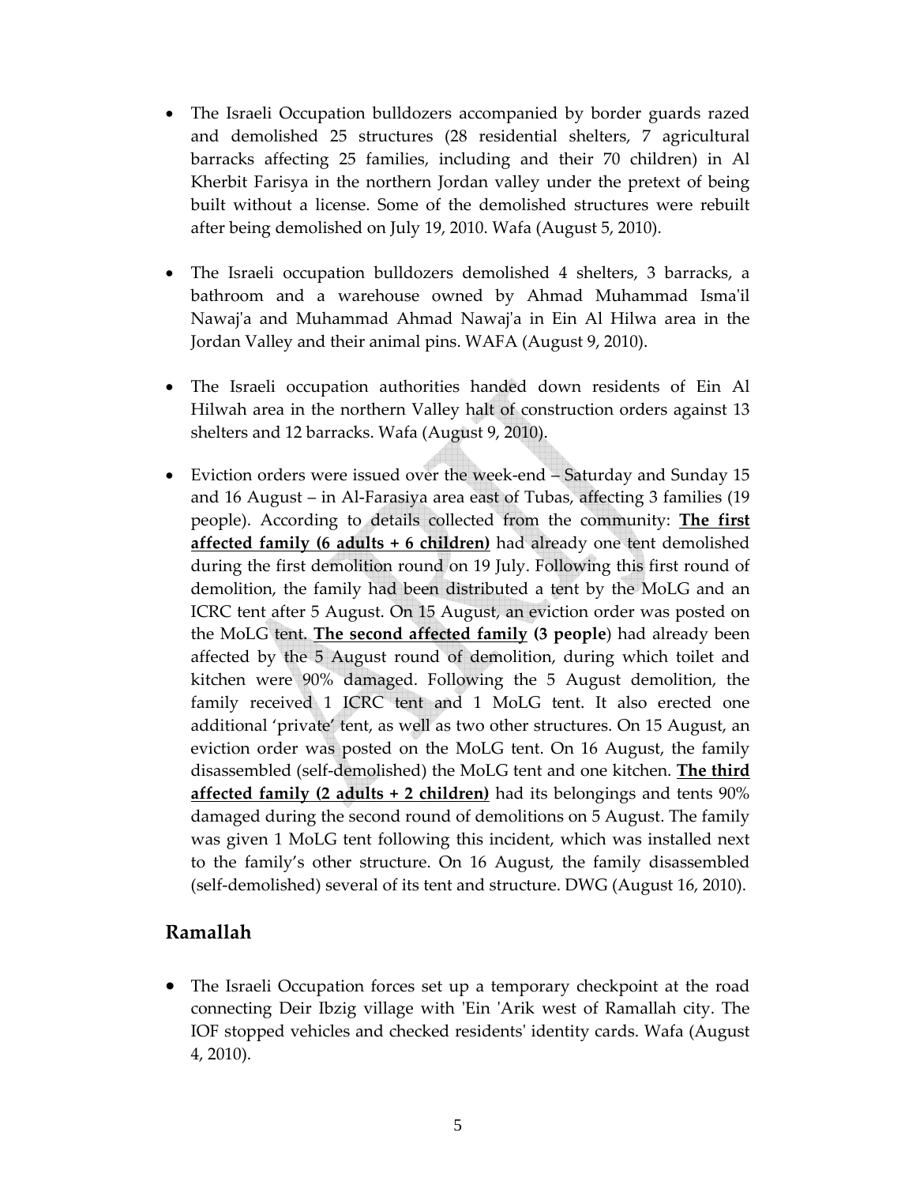- The Israeli Occupation bulldozers accompanied by border guards razed and demolished 25 structures (28 residential shelters, 7 agricultural barracks affecting 25 families, including and their 70 children) in Al Kherbit Farisya in the northern Jordan valley under the pretext of being built without a license. Some of the demolished structures were rebuilt after being demolished on July 19, 2010. Wafa (August 5, 2010).

- The Israeli occupation bulldozers demolished 4 shelters, 3 barracks, a bathroom and a warehouse owned by Ahmad Muhammad Isma'il Nawaj'a and Muhammad Ahmad Nawaj'a in Ein Al Hilwa area in the Jordan Valley and their animal pins. WAFA (August 9, 2010).

- The Israeli occupation authorities handed down residents of Ein Al Hilwah area in the northern Valley halt of construction orders against 13 shelters and 12 barracks. Wafa (August 9, 2010).

- Eviction orders were issued over the week-end – Saturday and Sunday 15 and 16 August – in Al-Farasiya area east of Tubas, affecting 3 families (19 people). According to details collected from the community: **The first affected family (6 adults + 6 children)** had already one tent demolished during the first demolition round on 19 July. Following this first round of demolition, the family had been distributed a tent by the MoLG and an ICRC tent after 5 August. On 15 August, an eviction order was posted on the MoLG tent. **The second affected family (3 people**) had already been affected by the 5 August round of demolition, during which toilet and kitchen were 90% damaged. Following the 5 August demolition, the family received 1 ICRC tent and 1 MoLG tent. It also erected one additional 'private' tent, as well as two other structures. On 15 August, an eviction order was posted on the MoLG tent. On 16 August, the family disassembled (self-demolished) the MoLG tent and one kitchen. **The third affected family (2 adults + 2 children)** had its belongings and tents 90% damaged during the second round of demolitions on 5 August. The family was given 1 MoLG tent following this incident, which was installed next to the family's other structure. On 16 August, the family disassembled (self-demolished) several of its tent and structure. DWG (August 16, 2010).

## Ramallah

- The Israeli Occupation forces set up a temporary checkpoint at the road connecting Deir Ibzig village with 'Ein 'Arik west of Ramallah city. The IOF stopped vehicles and checked residents' identity cards. Wafa (August 4, 2010).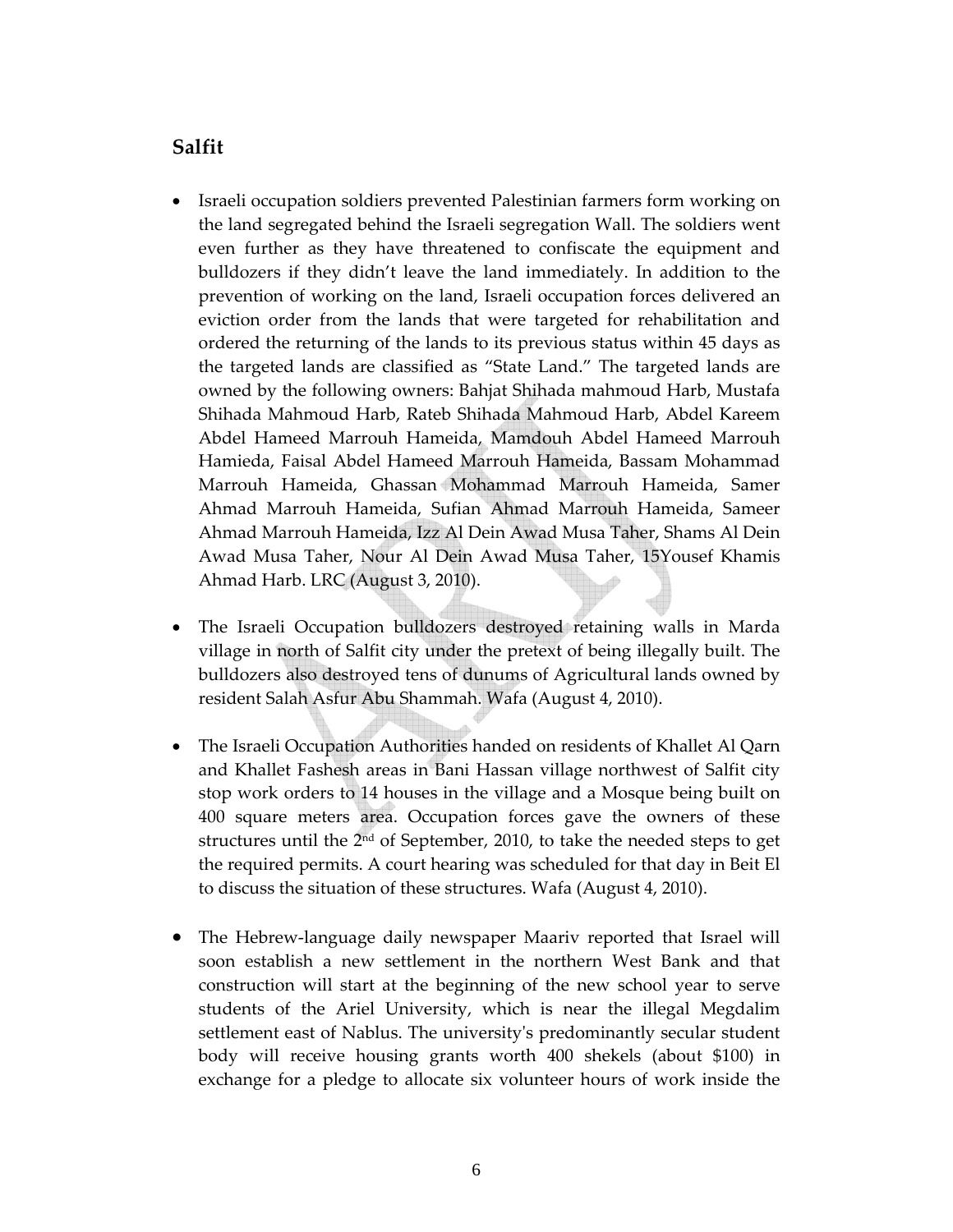## Salfit

- Israeli occupation soldiers prevented Palestinian farmers form working on the land segregated behind the Israeli segregation Wall. The soldiers went even further as they have threatened to confiscate the equipment and bulldozers if they didn't leave the land immediately. In addition to the prevention of working on the land, Israeli occupation forces delivered an eviction order from the lands that were targeted for rehabilitation and ordered the returning of the lands to its previous status within 45 days as the targeted lands are classified as "State Land." The targeted lands are owned by the following owners: Bahjat Shihada mahmoud Harb, Mustafa Shihada Mahmoud Harb, Rateb Shihada Mahmoud Harb, Abdel Kareem Abdel Hameed Marrouh Hameida, Mamdouh Abdel Hameed Marrouh Hamieda, Faisal Abdel Hameed Marrouh Hameida, Bassam Mohammad Marrouh Hameida, Ghassan Mohammad Marrouh Hameida, Samer Ahmad Marrouh Hameida, Sufian Ahmad Marrouh Hameida, Sameer Ahmad Marrouh Hameida, Izz Al Dein Awad Musa Taher, Shams Al Dein Awad Musa Taher, Nour Al Dein Awad Musa Taher, 15Yousef Khamis Ahmad Harb. LRC (August 3, 2010).

- The Israeli Occupation bulldozers destroyed retaining walls in Marda village in north of Salfit city under the pretext of being illegally built. The bulldozers also destroyed tens of dunums of Agricultural lands owned by resident Salah Asfur Abu Shammah. Wafa (August 4, 2010).

- The Israeli Occupation Authorities handed on residents of Khallet Al Qarn and Khallet Fashesh areas in Bani Hassan village northwest of Salfit city stop work orders to 14 houses in the village and a Mosque being built on 400 square meters area. Occupation forces gave the owners of these structures until the 2nd of September, 2010, to take the needed steps to get the required permits. A court hearing was scheduled for that day in Beit El to discuss the situation of these structures. Wafa (August 4, 2010).

- The Hebrew-language daily newspaper Maariv reported that Israel will soon establish a new settlement in the northern West Bank and that construction will start at the beginning of the new school year to serve students of the Ariel University, which is near the illegal Megdalim settlement east of Nablus. The university's predominantly secular student body will receive housing grants worth 400 shekels (about $100) in exchange for a pledge to allocate six volunteer hours of work inside the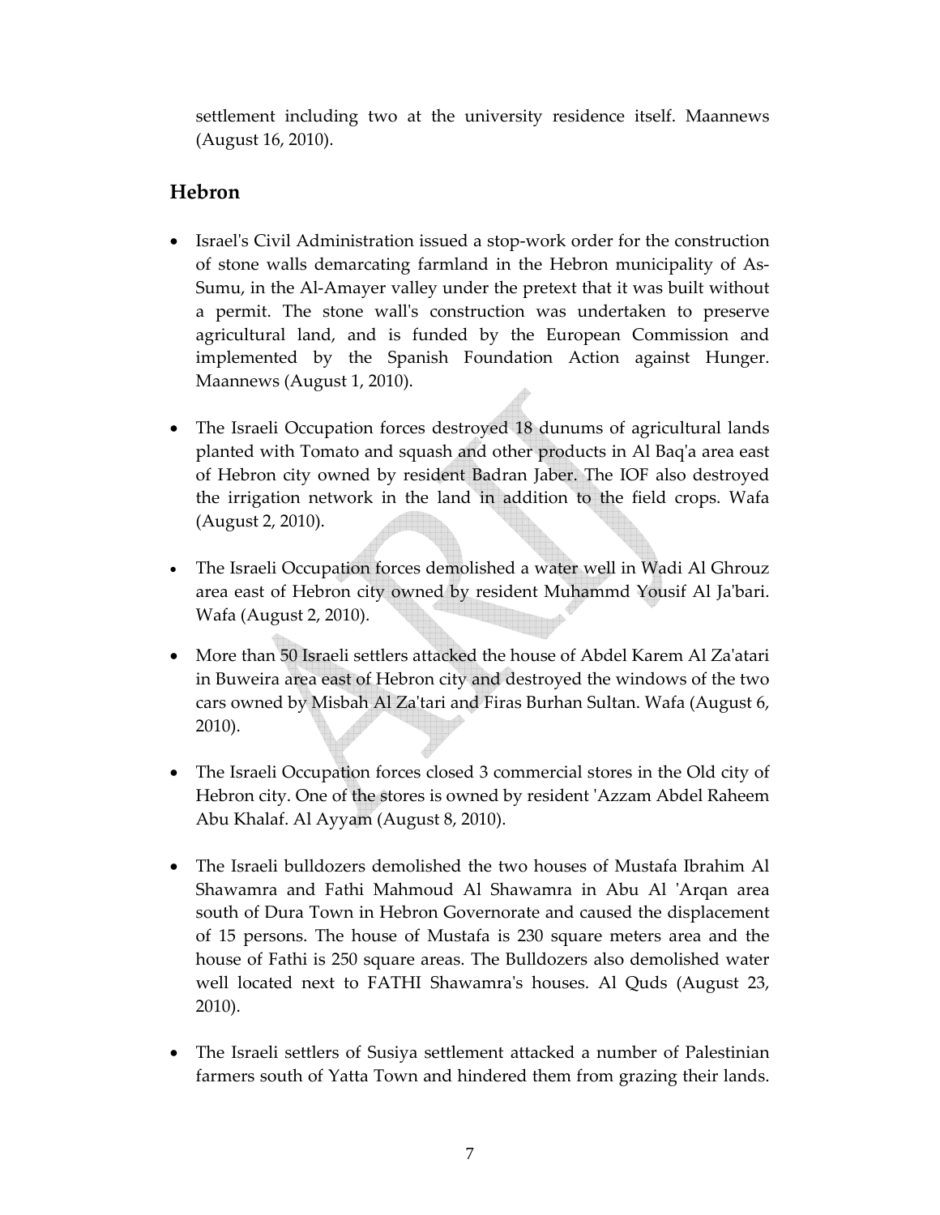settlement including two at the university residence itself. Maannews (August 16, 2010).

## Hebron

- Israel's Civil Administration issued a stop-work order for the construction of stone walls demarcating farmland in the Hebron municipality of As-Sumu, in the Al-Amayer valley under the pretext that it was built without a permit. The stone wall's construction was undertaken to preserve agricultural land, and is funded by the European Commission and implemented by the Spanish Foundation Action against Hunger. Maannews (August 1, 2010).

- The Israeli Occupation forces destroyed 18 dunums of agricultural lands planted with Tomato and squash and other products in Al Baq'a area east of Hebron city owned by resident Badran Jaber. The IOF also destroyed the irrigation network in the land in addition to the field crops. Wafa (August 2, 2010).

- The Israeli Occupation forces demolished a water well in Wadi Al Ghrouz area east of Hebron city owned by resident Muhammd Yousif Al Ja'bari. Wafa (August 2, 2010).

- More than 50 Israeli settlers attacked the house of Abdel Karem Al Za'atari in Buweira area east of Hebron city and destroyed the windows of the two cars owned by Misbah Al Za'tari and Firas Burhan Sultan. Wafa (August 6, 2010).

- The Israeli Occupation forces closed 3 commercial stores in the Old city of Hebron city. One of the stores is owned by resident 'Azzam Abdel Raheem Abu Khalaf. Al Ayyam (August 8, 2010).

- The Israeli bulldozers demolished the two houses of Mustafa Ibrahim Al Shawamra and Fathi Mahmoud Al Shawamra in Abu Al 'Arqan area south of Dura Town in Hebron Governorate and caused the displacement of 15 persons. The house of Mustafa is 230 square meters area and the house of Fathi is 250 square areas. The Bulldozers also demolished water well located next to FATHI Shawamra's houses. Al Quds (August 23, 2010).

- The Israeli settlers of Susiya settlement attacked a number of Palestinian farmers south of Yatta Town and hindered them from grazing their lands.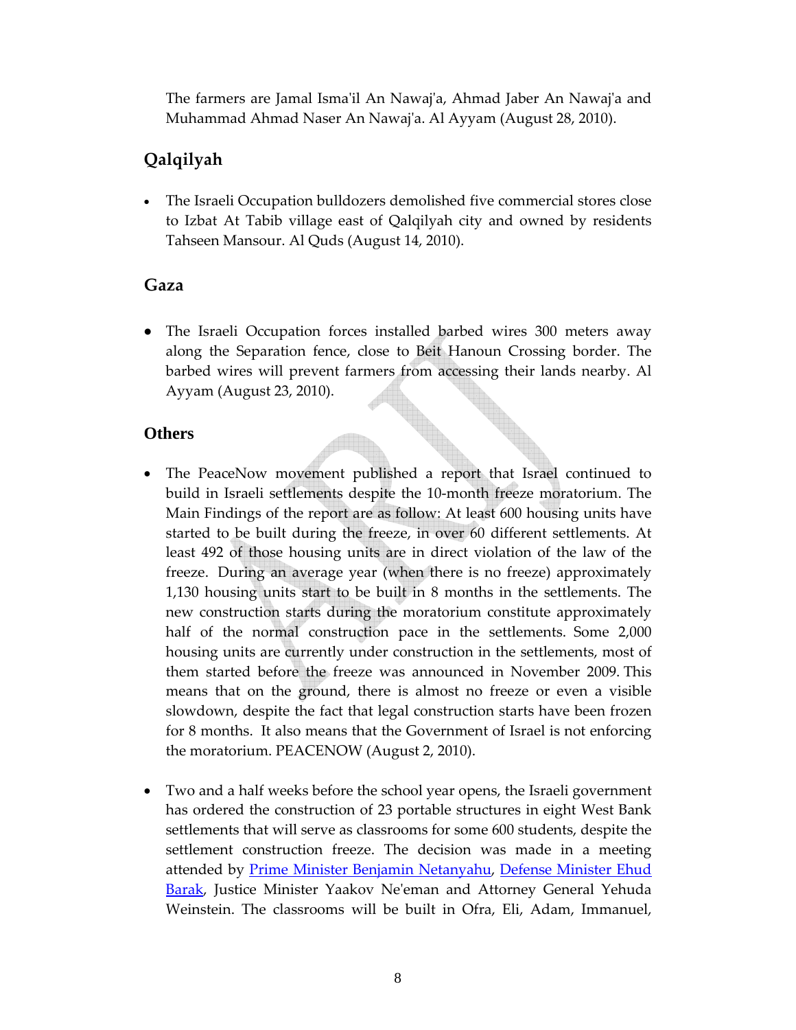The farmers are Jamal Isma'il An Nawaj'a, Ahmad Jaber An Nawaj'a and Muhammad Ahmad Naser An Nawaj'a. Al Ayyam (August 28, 2010).

## Qalqilyah

- The Israeli Occupation bulldozers demolished five commercial stores close to Izbat At Tabib village east of Qalqilyah city and owned by residents Tahseen Mansour. Al Quds (August 14, 2010).

## Gaza

- The Israeli Occupation forces installed barbed wires 300 meters away along the Separation fence, close to Beit Hanoun Crossing border. The barbed wires will prevent farmers from accessing their lands nearby. Al Ayyam (August 23, 2010).

## Others

- The PeaceNow movement published a report that Israel continued to build in Israeli settlements despite the 10-month freeze moratorium. The Main Findings of the report are as follow: At least 600 housing units have started to be built during the freeze, in over 60 different settlements. At least 492 of those housing units are in direct violation of the law of the freeze. During an average year (when there is no freeze) approximately 1,130 housing units start to be built in 8 months in the settlements. The new construction starts during the moratorium constitute approximately half of the normal construction pace in the settlements. Some 2,000 housing units are currently under construction in the settlements, most of them started before the freeze was announced in November 2009. This means that on the ground, there is almost no freeze or even a visible slowdown, despite the fact that legal construction starts have been frozen for 8 months. It also means that the Government of Israel is not enforcing the moratorium. PEACENOW (August 2, 2010).

- Two and a half weeks before the school year opens, the Israeli government has ordered the construction of 23 portable structures in eight West Bank settlements that will serve as classrooms for some 600 students, despite the settlement construction freeze. The decision was made in a meeting attended by Prime Minister Benjamin Netanyahu, Defense Minister Ehud Barak, Justice Minister Yaakov Ne'eman and Attorney General Yehuda Weinstein. The classrooms will be built in Ofra, Eli, Adam, Immanuel,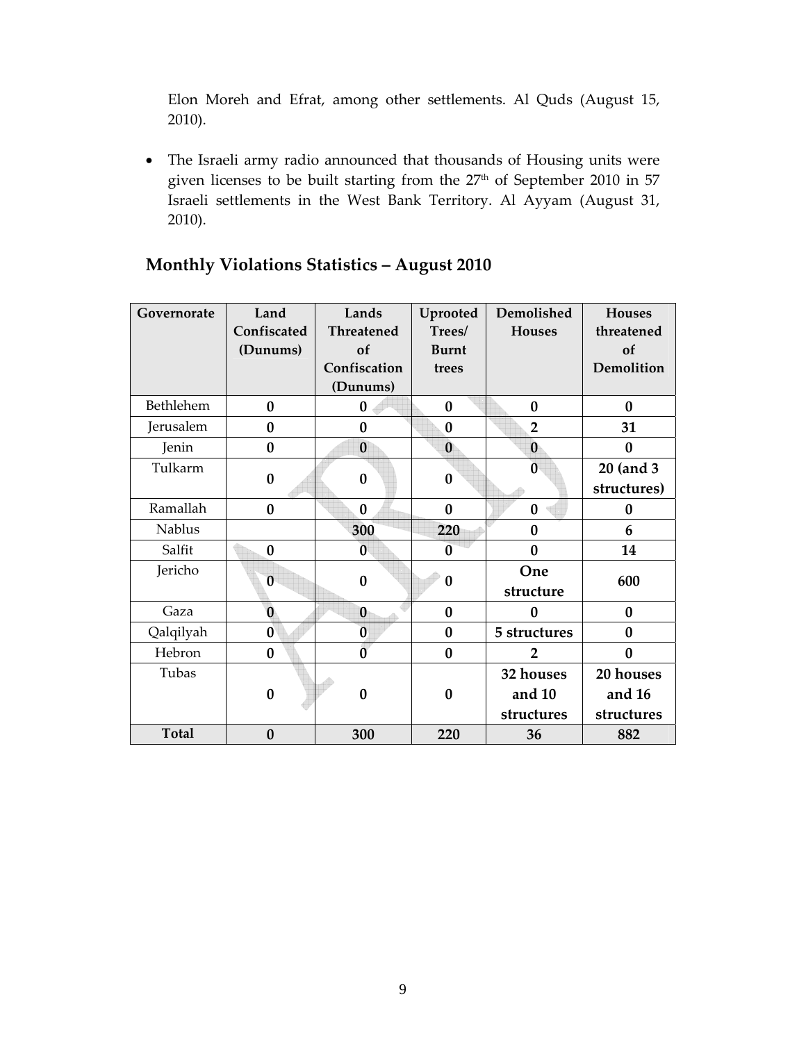Elon Moreh and Efrat, among other settlements. Al Quds (August 15, 2010).

- The Israeli army radio announced that thousands of Housing units were given licenses to be built starting from the 27th of September 2010 in 57 Israeli settlements in the West Bank Territory. Al Ayyam (August 31, 2010).

## Monthly Violations Statistics – August 2010

| Governorate | Land Confiscated (Dunums) | Lands Threatened of Confiscation (Dunums) | Uprooted Trees/ Burnt trees | Demolished Houses | Houses threatened of Demolition |
|---|---|---|---|---|---|
| Bethlehem | **0** | **0** | **0** | **0** | **0** |
| Jerusalem | **0** | **0** | **0** | **2** | **31** |
| Jenin | **0** | **0** | **0** | **0** | **0** |
| Tulkarm | **0** | **0** | **0** | **0** | **20 (and 3 structures)** |
| Ramallah | **0** | **0** | **0** | **0** | **0** |
| Nablus | | **300** | **220** | **0** | **6** |
| Salfit | **0** | **0** | **0** | **0** | **14** |
| Jericho | **0** | **0** | **0** | **One structure** | **600** |
| Gaza | **0** | **0** | **0** | **0** | **0** |
| Qalqilyah | **0** | **0** | **0** | **5 structures** | **0** |
| Hebron | **0** | **0** | **0** | **2** | **0** |
| Tubas | **0** | **0** | **0** | **32 houses and 10 structures** | **20 houses and 16 structures** |
| **Total** | **0** | **300** | **220** | **36** | **882** |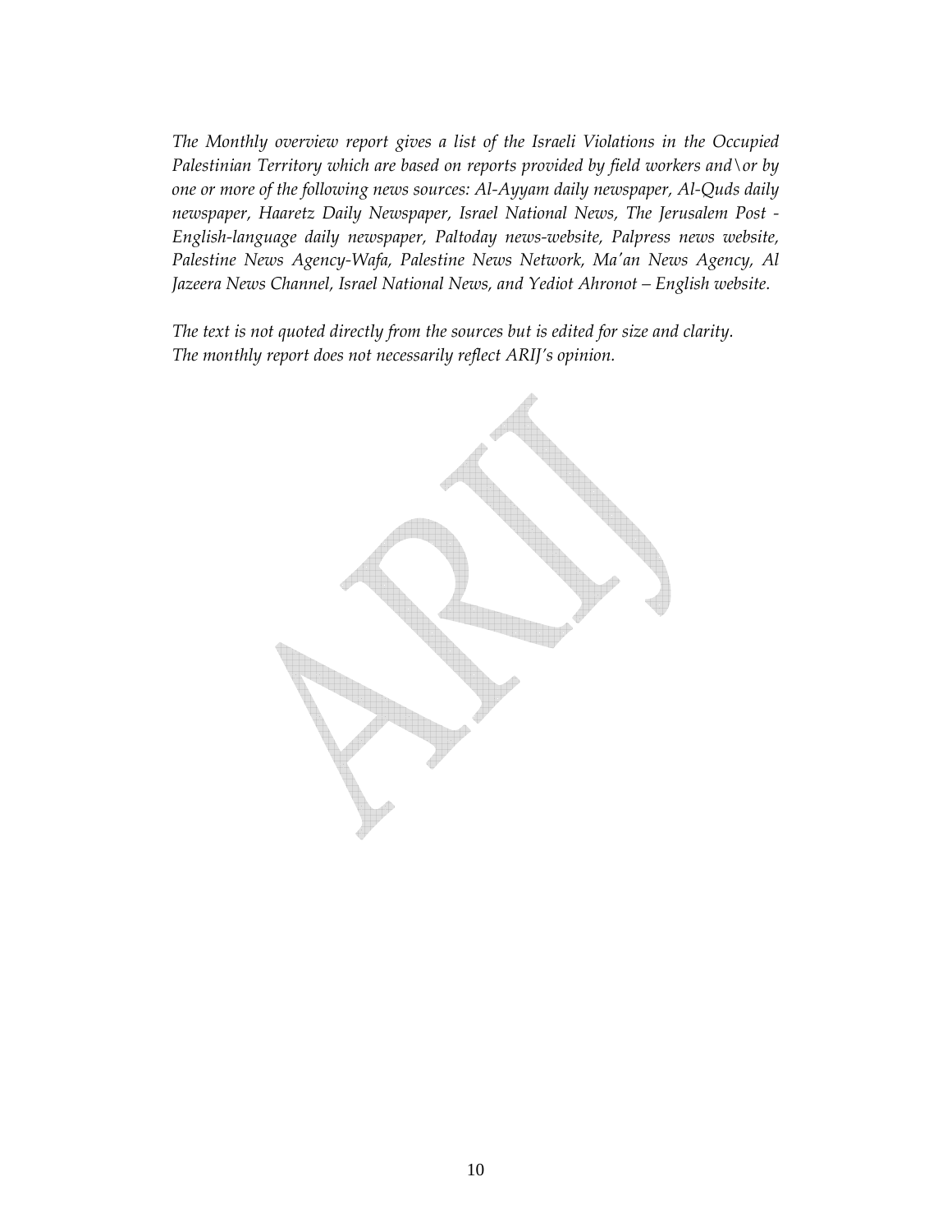*The Monthly overview report gives a list of the Israeli Violations in the Occupied Palestinian Territory which are based on reports provided by field workers and\or by one or more of the following news sources: Al-Ayyam daily newspaper, Al-Quds daily newspaper, Haaretz Daily Newspaper, Israel National News, The Jerusalem Post - English-language daily newspaper, Paltoday news-website, Palpress news website, Palestine News Agency-Wafa, Palestine News Network, Ma'an News Agency, Al Jazeera News Channel, Israel National News, and Yediot Ahronot – English website.*

*The text is not quoted directly from the sources but is edited for size and clarity.*
*The monthly report does not necessarily reflect ARIJ's opinion.*